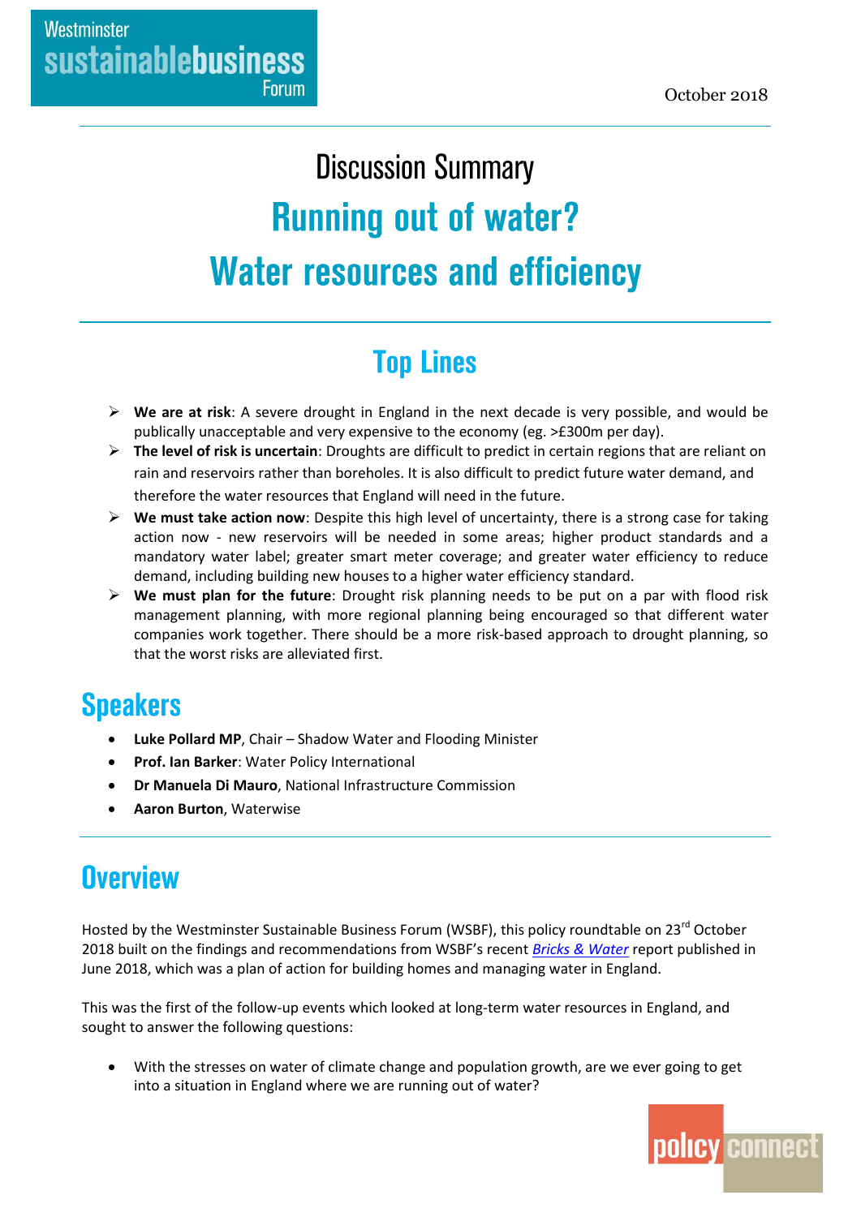Westminster sustainablebusiness Forum

October 2018

# Discussion Summary

# Running out of water? Water resources and efficiency

## Top Lines

- **We are at risk**: A severe drought in England in the next decade is very possible, and would be publically unacceptable and very expensive to the economy (eg. >£300m per day).
- **The level of risk is uncertain**: Droughts are difficult to predict in certain regions that are reliant on rain and reservoirs rather than boreholes. It is also difficult to predict future water demand, and therefore the water resources that England will need in the future.
- **We must take action now**: Despite this high level of uncertainty, there is a strong case for taking action now - new reservoirs will be needed in some areas; higher product standards and a mandatory water label; greater smart meter coverage; and greater water efficiency to reduce demand, including building new houses to a higher water efficiency standard.
- **We must plan for the future**: Drought risk planning needs to be put on a par with flood risk management planning, with more regional planning being encouraged so that different water companies work together. There should be a more risk-based approach to drought planning, so that the worst risks are alleviated first.

## Speakers

- **Luke Pollard MP**, Chair – Shadow Water and Flooding Minister
- **Prof. Ian Barker**: Water Policy International
- **Dr Manuela Di Mauro**, National Infrastructure Commission
- **Aaron Burton**, Waterwise

## Overview

Hosted by the Westminster Sustainable Business Forum (WSBF), this policy roundtable on 23rd October 2018 built on the findings and recommendations from WSBF's recent *Bricks & Water* report published in June 2018, which was a plan of action for building homes and managing water in England.

This was the first of the follow-up events which looked at long-term water resources in England, and sought to answer the following questions:

- With the stresses on water of climate change and population growth, are we ever going to get into a situation in England where we are running out of water?

policy connect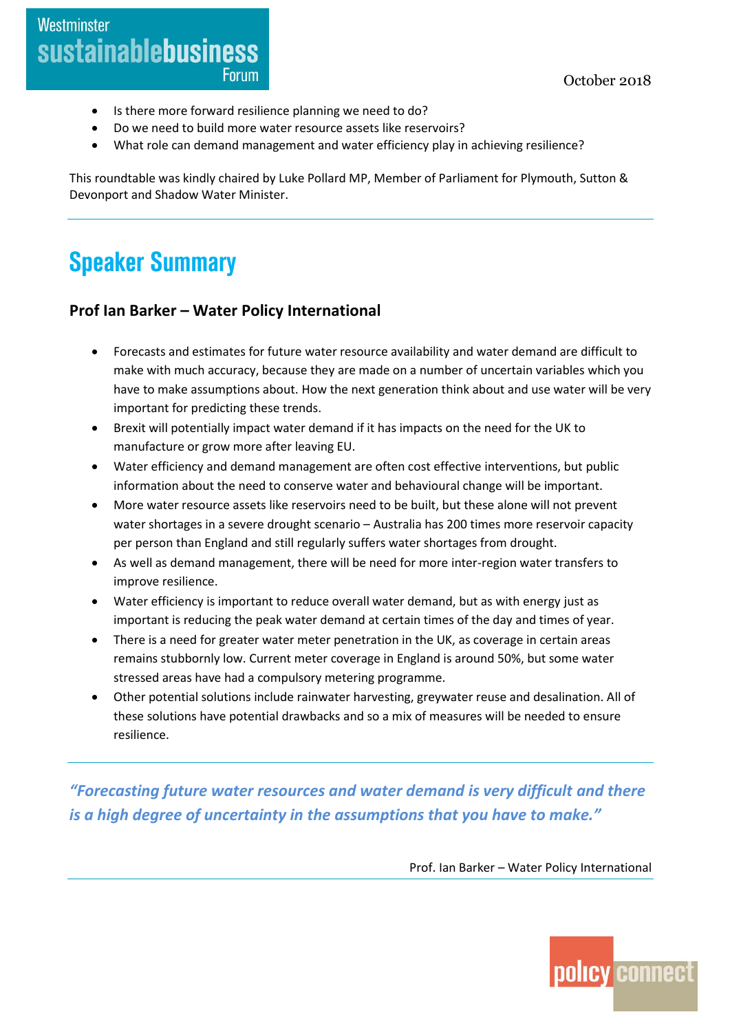- Is there more forward resilience planning we need to do?
- Do we need to build more water resource assets like reservoirs?
- What role can demand management and water efficiency play in achieving resilience?

This roundtable was kindly chaired by Luke Pollard MP, Member of Parliament for Plymouth, Sutton & Devonport and Shadow Water Minister.

# Speaker Summary

### Prof Ian Barker – Water Policy International

- Forecasts and estimates for future water resource availability and water demand are difficult to make with much accuracy, because they are made on a number of uncertain variables which you have to make assumptions about. How the next generation think about and use water will be very important for predicting these trends.
- Brexit will potentially impact water demand if it has impacts on the need for the UK to manufacture or grow more after leaving EU.
- Water efficiency and demand management are often cost effective interventions, but public information about the need to conserve water and behavioural change will be important.
- More water resource assets like reservoirs need to be built, but these alone will not prevent water shortages in a severe drought scenario – Australia has 200 times more reservoir capacity per person than England and still regularly suffers water shortages from drought.
- As well as demand management, there will be need for more inter-region water transfers to improve resilience.
- Water efficiency is important to reduce overall water demand, but as with energy just as important is reducing the peak water demand at certain times of the day and times of year.
- There is a need for greater water meter penetration in the UK, as coverage in certain areas remains stubbornly low. Current meter coverage in England is around 50%, but some water stressed areas have had a compulsory metering programme.
- Other potential solutions include rainwater harvesting, greywater reuse and desalination. All of these solutions have potential drawbacks and so a mix of measures will be needed to ensure resilience.

***"Forecasting future water resources and water demand is very difficult and there is a high degree of uncertainty in the assumptions that you have to make."***

Prof. Ian Barker – Water Policy International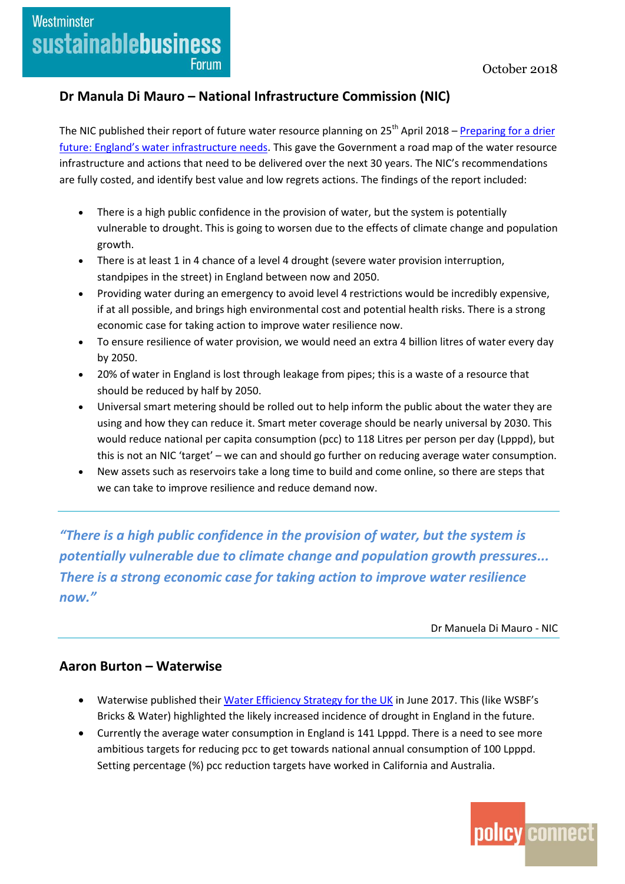## Dr Manula Di Mauro – National Infrastructure Commission (NIC)

The NIC published their report of future water resource planning on 25th April 2018 – [Preparing for a drier future: England's water infrastructure needs](). This gave the Government a road map of the water resource infrastructure and actions that need to be delivered over the next 30 years. The NIC's recommendations are fully costed, and identify best value and low regrets actions. The findings of the report included:

- There is a high public confidence in the provision of water, but the system is potentially vulnerable to drought. This is going to worsen due to the effects of climate change and population growth.
- There is at least 1 in 4 chance of a level 4 drought (severe water provision interruption, standpipes in the street) in England between now and 2050.
- Providing water during an emergency to avoid level 4 restrictions would be incredibly expensive, if at all possible, and brings high environmental cost and potential health risks. There is a strong economic case for taking action to improve water resilience now.
- To ensure resilience of water provision, we would need an extra 4 billion litres of water every day by 2050.
- 20% of water in England is lost through leakage from pipes; this is a waste of a resource that should be reduced by half by 2050.
- Universal smart metering should be rolled out to help inform the public about the water they are using and how they can reduce it. Smart meter coverage should be nearly universal by 2030. This would reduce national per capita consumption (pcc) to 118 Litres per person per day (Lpppd), but this is not an NIC 'target' – we can and should go further on reducing average water consumption.
- New assets such as reservoirs take a long time to build and come online, so there are steps that we can take to improve resilience and reduce demand now.

---

> ***"There is a high public confidence in the provision of water, but the system is potentially vulnerable due to climate change and population growth pressures... There is a strong economic case for taking action to improve water resilience now."***
>
> Dr Manuela Di Mauro - NIC

---

## Aaron Burton – Waterwise

- Waterwise published their [Water Efficiency Strategy for the UK]() in June 2017. This (like WSBF's Bricks & Water) highlighted the likely increased incidence of drought in England in the future.
- Currently the average water consumption in England is 141 Lpppd. There is a need to see more ambitious targets for reducing pcc to get towards national annual consumption of 100 Lpppd. Setting percentage (%) pcc reduction targets have worked in California and Australia.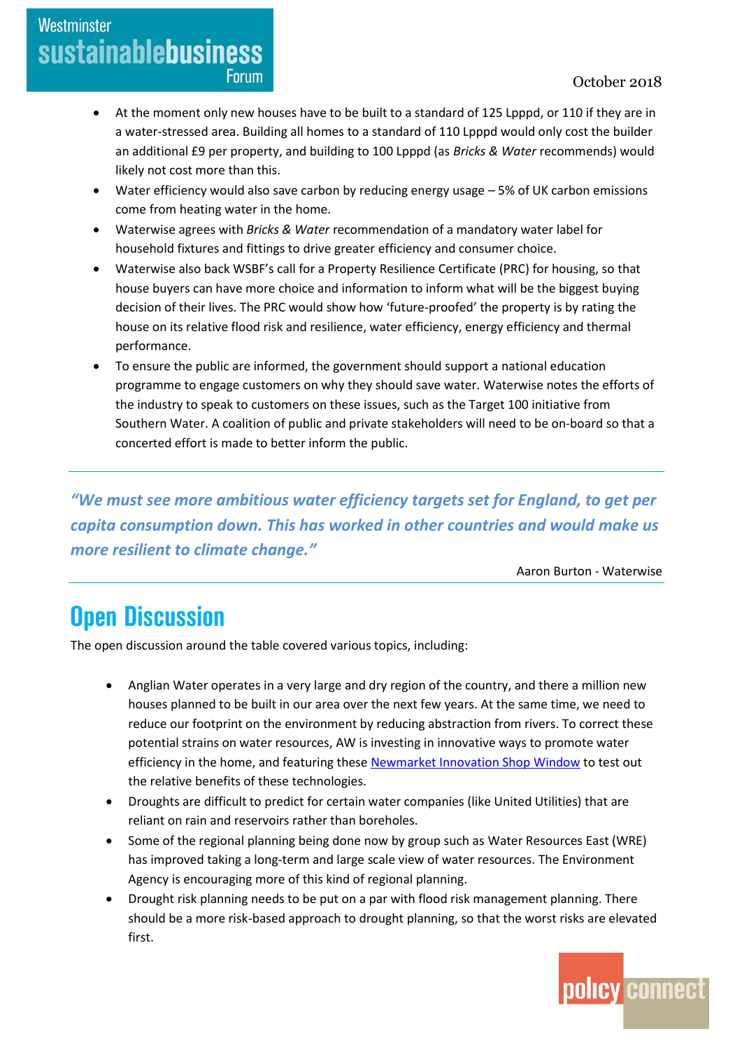- At the moment only new houses have to be built to a standard of 125 Lpppd, or 110 if they are in a water-stressed area. Building all homes to a standard of 110 Lpppd would only cost the builder an additional £9 per property, and building to 100 Lpppd (as *Bricks & Water* recommends) would likely not cost more than this.
- Water efficiency would also save carbon by reducing energy usage – 5% of UK carbon emissions come from heating water in the home.
- Waterwise agrees with *Bricks & Water* recommendation of a mandatory water label for household fixtures and fittings to drive greater efficiency and consumer choice.
- Waterwise also back WSBF's call for a Property Resilience Certificate (PRC) for housing, so that house buyers can have more choice and information to inform what will be the biggest buying decision of their lives. The PRC would show how 'future-proofed' the property is by rating the house on its relative flood risk and resilience, water efficiency, energy efficiency and thermal performance.
- To ensure the public are informed, the government should support a national education programme to engage customers on why they should save water. Waterwise notes the efforts of the industry to speak to customers on these issues, such as the Target 100 initiative from Southern Water. A coalition of public and private stakeholders will need to be on-board so that a concerted effort is made to better inform the public.

---

***"We must see more ambitious water efficiency targets set for England, to get per capita consumption down. This has worked in other countries and would make us more resilient to climate change."***

Aaron Burton - Waterwise

---

# Open Discussion

The open discussion around the table covered various topics, including:

- Anglian Water operates in a very large and dry region of the country, and there a million new houses planned to be built in our area over the next few years. At the same time, we need to reduce our footprint on the environment by reducing abstraction from rivers. To correct these potential strains on water resources, AW is investing in innovative ways to promote water efficiency in the home, and featuring these Newmarket Innovation Shop Window to test out the relative benefits of these technologies.
- Droughts are difficult to predict for certain water companies (like United Utilities) that are reliant on rain and reservoirs rather than boreholes.
- Some of the regional planning being done now by group such as Water Resources East (WRE) has improved taking a long-term and large scale view of water resources. The Environment Agency is encouraging more of this kind of regional planning.
- Drought risk planning needs to be put on a par with flood risk management planning. There should be a more risk-based approach to drought planning, so that the worst risks are elevated first.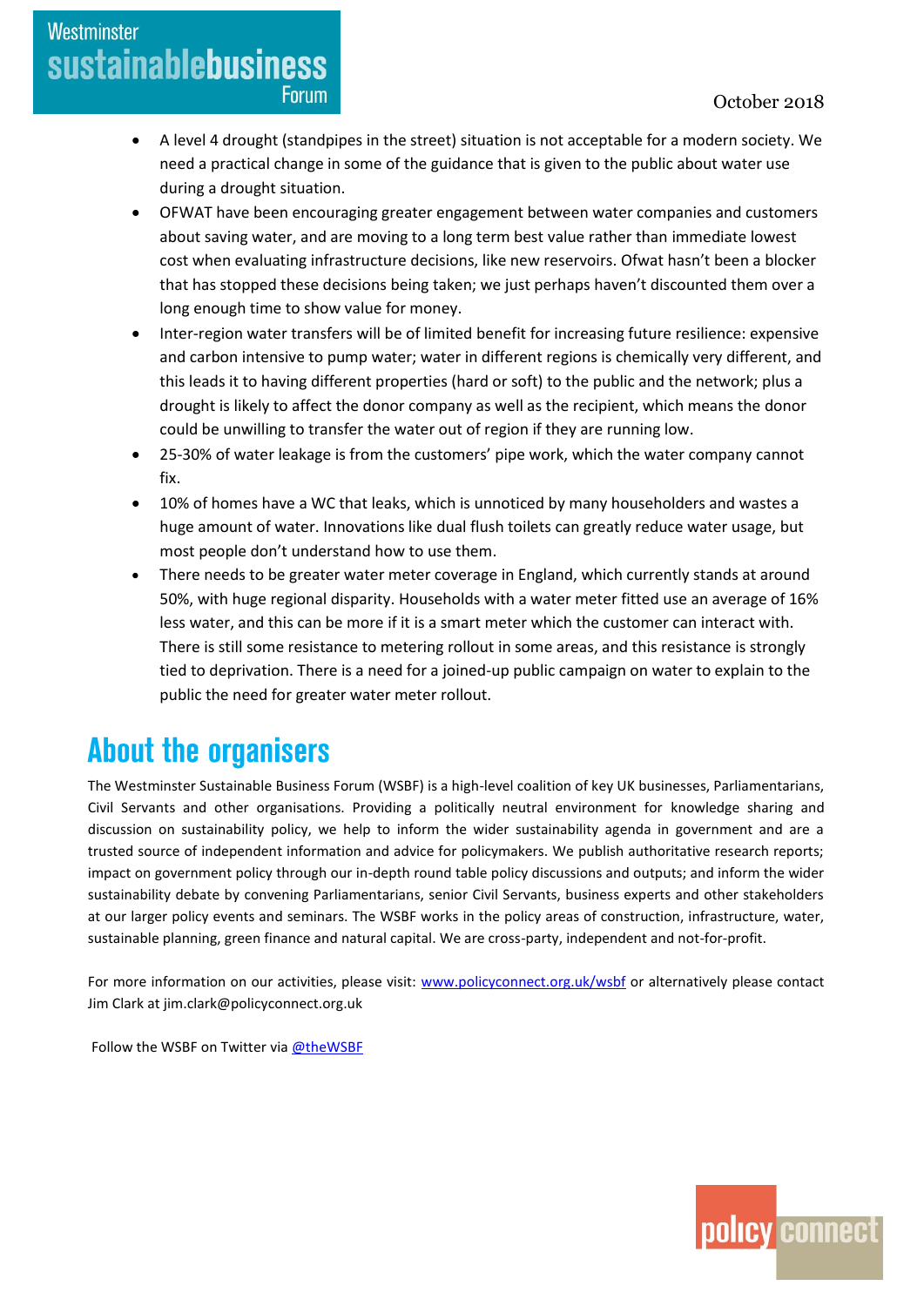- A level 4 drought (standpipes in the street) situation is not acceptable for a modern society. We need a practical change in some of the guidance that is given to the public about water use during a drought situation.
- OFWAT have been encouraging greater engagement between water companies and customers about saving water, and are moving to a long term best value rather than immediate lowest cost when evaluating infrastructure decisions, like new reservoirs. Ofwat hasn't been a blocker that has stopped these decisions being taken; we just perhaps haven't discounted them over a long enough time to show value for money.
- Inter-region water transfers will be of limited benefit for increasing future resilience: expensive and carbon intensive to pump water; water in different regions is chemically very different, and this leads it to having different properties (hard or soft) to the public and the network; plus a drought is likely to affect the donor company as well as the recipient, which means the donor could be unwilling to transfer the water out of region if they are running low.
- 25-30% of water leakage is from the customers' pipe work, which the water company cannot fix.
- 10% of homes have a WC that leaks, which is unnoticed by many householders and wastes a huge amount of water. Innovations like dual flush toilets can greatly reduce water usage, but most people don't understand how to use them.
- There needs to be greater water meter coverage in England, which currently stands at around 50%, with huge regional disparity. Households with a water meter fitted use an average of 16% less water, and this can be more if it is a smart meter which the customer can interact with. There is still some resistance to metering rollout in some areas, and this resistance is strongly tied to deprivation. There is a need for a joined-up public campaign on water to explain to the public the need for greater water meter rollout.

# About the organisers

The Westminster Sustainable Business Forum (WSBF) is a high-level coalition of key UK businesses, Parliamentarians, Civil Servants and other organisations. Providing a politically neutral environment for knowledge sharing and discussion on sustainability policy, we help to inform the wider sustainability agenda in government and are a trusted source of independent information and advice for policymakers. We publish authoritative research reports; impact on government policy through our in-depth round table policy discussions and outputs; and inform the wider sustainability debate by convening Parliamentarians, senior Civil Servants, business experts and other stakeholders at our larger policy events and seminars. The WSBF works in the policy areas of construction, infrastructure, water, sustainable planning, green finance and natural capital. We are cross-party, independent and not-for-profit.

For more information on our activities, please visit: www.policyconnect.org.uk/wsbf or alternatively please contact Jim Clark at jim.clark@policyconnect.org.uk

Follow the WSBF on Twitter via @theWSBF